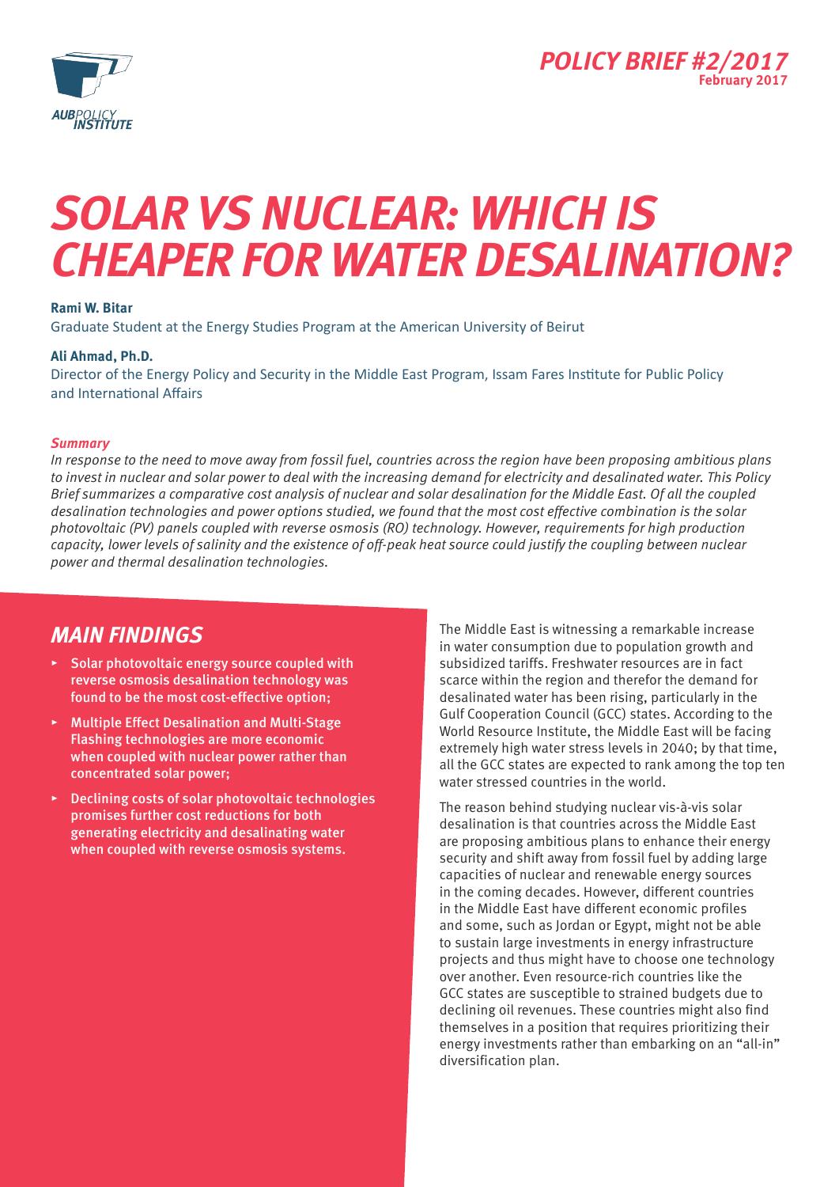POLICY BRIEF #2/2017
February 2017

# SOLAR VS NUCLEAR: WHICH IS CHEAPER FOR WATER DESALINATION?

**Rami W. Bitar**
Graduate Student at the Energy Studies Program at the American University of Beirut

**Ali Ahmad, Ph.D.**
Director of the Energy Policy and Security in the Middle East Program, Issam Fares Institute for Public Policy and International Affairs

***Summary***

*In response to the need to move away from fossil fuel, countries across the region have been proposing ambitious plans to invest in nuclear and solar power to deal with the increasing demand for electricity and desalinated water. This Policy Brief summarizes a comparative cost analysis of nuclear and solar desalination for the Middle East. Of all the coupled desalination technologies and power options studied, we found that the most cost effective combination is the solar photovoltaic (PV) panels coupled with reverse osmosis (RO) technology. However, requirements for high production capacity, lower levels of salinity and the existence of off-peak heat source could justify the coupling between nuclear power and thermal desalination technologies.*

## MAIN FINDINGS

- **Solar photovoltaic energy source coupled with reverse osmosis desalination technology was found to be the most cost-effective option;**
- **Multiple Effect Desalination and Multi-Stage Flashing technologies are more economic when coupled with nuclear power rather than concentrated solar power;**
- **Declining costs of solar photovoltaic technologies promises further cost reductions for both generating electricity and desalinating water when coupled with reverse osmosis systems.**

The Middle East is witnessing a remarkable increase in water consumption due to population growth and subsidized tariffs. Freshwater resources are in fact scarce within the region and therefor the demand for desalinated water has been rising, particularly in the Gulf Cooperation Council (GCC) states. According to the World Resource Institute, the Middle East will be facing extremely high water stress levels in 2040; by that time, all the GCC states are expected to rank among the top ten water stressed countries in the world.

The reason behind studying nuclear vis-à-vis solar desalination is that countries across the Middle East are proposing ambitious plans to enhance their energy security and shift away from fossil fuel by adding large capacities of nuclear and renewable energy sources in the coming decades. However, different countries in the Middle East have different economic profiles and some, such as Jordan or Egypt, might not be able to sustain large investments in energy infrastructure projects and thus might have to choose one technology over another. Even resource-rich countries like the GCC states are susceptible to strained budgets due to declining oil revenues. These countries might also find themselves in a position that requires prioritizing their energy investments rather than embarking on an "all-in" diversification plan.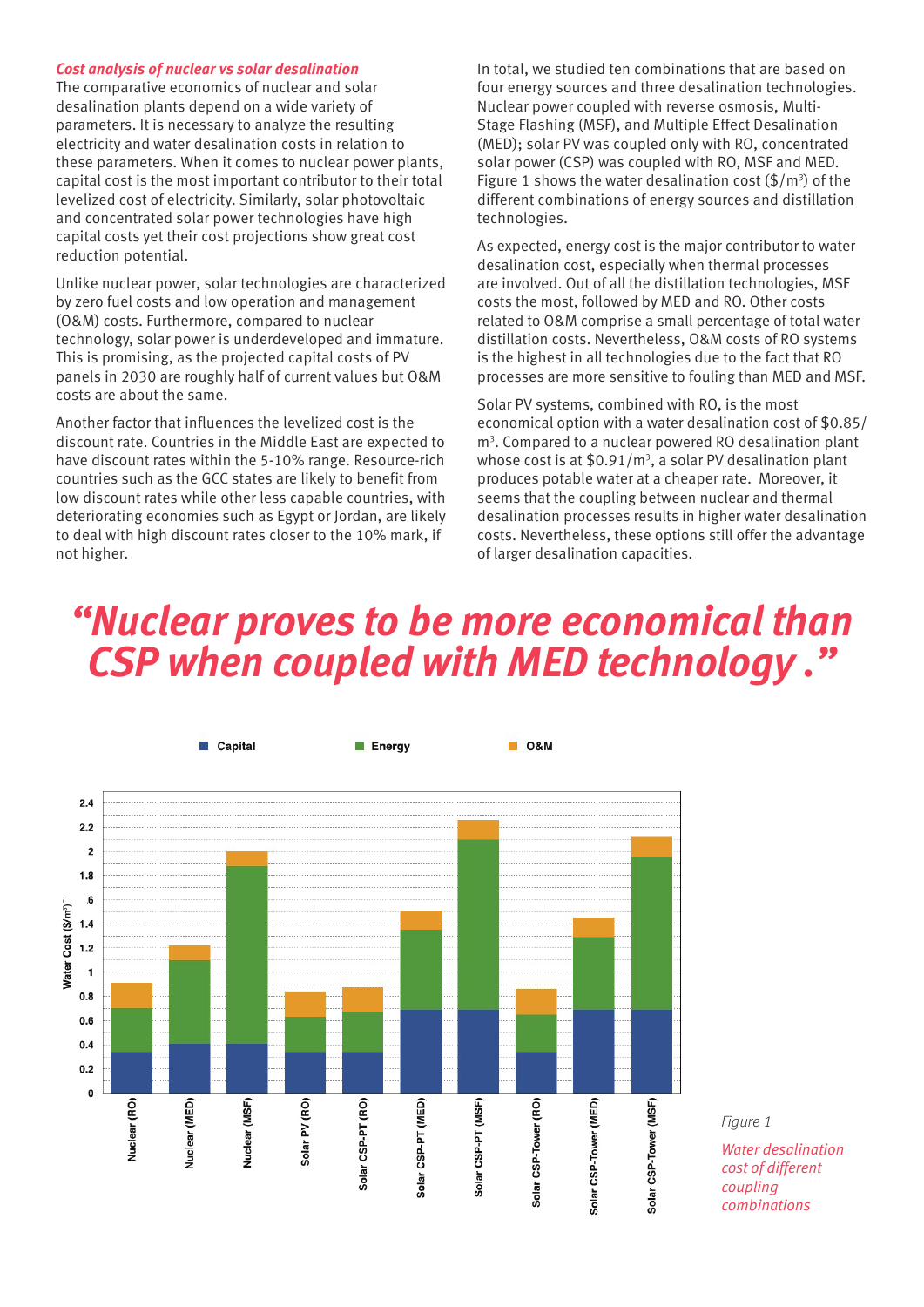### *Cost analysis of nuclear vs solar desalination*

The comparative economics of nuclear and solar desalination plants depend on a wide variety of parameters. It is necessary to analyze the resulting electricity and water desalination costs in relation to these parameters. When it comes to nuclear power plants, capital cost is the most important contributor to their total levelized cost of electricity. Similarly, solar photovoltaic and concentrated solar power technologies have high capital costs yet their cost projections show great cost reduction potential.

Unlike nuclear power, solar technologies are characterized by zero fuel costs and low operation and management (O&M) costs. Furthermore, compared to nuclear technology, solar power is underdeveloped and immature. This is promising, as the projected capital costs of PV panels in 2030 are roughly half of current values but O&M costs are about the same.

Another factor that influences the levelized cost is the discount rate. Countries in the Middle East are expected to have discount rates within the 5-10% range. Resource-rich countries such as the GCC states are likely to benefit from low discount rates while other less capable countries, with deteriorating economies such as Egypt or Jordan, are likely to deal with high discount rates closer to the 10% mark, if not higher.

In total, we studied ten combinations that are based on four energy sources and three desalination technologies. Nuclear power coupled with reverse osmosis, Multi-Stage Flashing (MSF), and Multiple Effect Desalination (MED); solar PV was coupled only with RO, concentrated solar power (CSP) was coupled with RO, MSF and MED. Figure 1 shows the water desalination cost ($/m$^3$) of the different combinations of energy sources and distillation technologies.

As expected, energy cost is the major contributor to water desalination cost, especially when thermal processes are involved. Out of all the distillation technologies, MSF costs the most, followed by MED and RO. Other costs related to O&M comprise a small percentage of total water distillation costs. Nevertheless, O&M costs of RO systems is the highest in all technologies due to the fact that RO processes are more sensitive to fouling than MED and MSF.

Solar PV systems, combined with RO, is the most economical option with a water desalination cost of $0.85/m$^3$. Compared to a nuclear powered RO desalination plant whose cost is at $0.91/m$^3$, a solar PV desalination plant produces potable water at a cheaper rate. Moreover, it seems that the coupling between nuclear and thermal desalination processes results in higher water desalination costs. Nevertheless, these options still offer the advantage of larger desalination capacities.

## *"Nuclear proves to be more economical than CSP when coupled with MED technology."*

*Figure 1*

*Water desalination cost of different coupling combinations*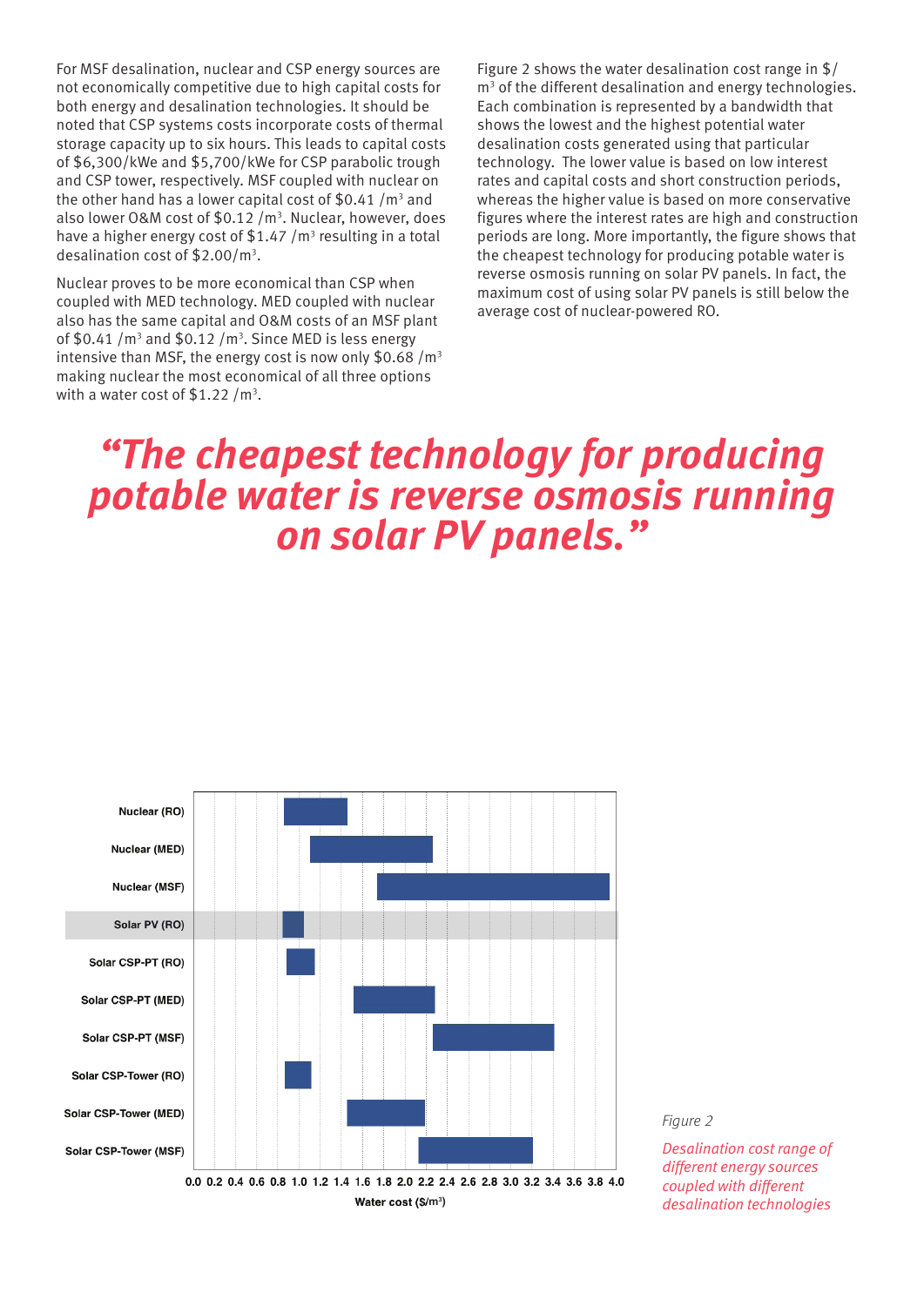For MSF desalination, nuclear and CSP energy sources are not economically competitive due to high capital costs for both energy and desalination technologies. It should be noted that CSP systems costs incorporate costs of thermal storage capacity up to six hours. This leads to capital costs of $6,300/kWe and $5,700/kWe for CSP parabolic trough and CSP tower, respectively. MSF coupled with nuclear on the other hand has a lower capital cost of $0.41 /m$^3$ and also lower O&M cost of $0.12 /m$^3$. Nuclear, however, does have a higher energy cost of $1.47 /m$^3$ resulting in a total desalination cost of $2.00/m$^3$.

Nuclear proves to be more economical than CSP when coupled with MED technology. MED coupled with nuclear also has the same capital and O&M costs of an MSF plant of $0.41 /m$^3$ and $0.12 /m$^3$. Since MED is less energy intensive than MSF, the energy cost is now only $0.68 /m$^3$ making nuclear the most economical of all three options with a water cost of $1.22 /m$^3$.

Figure 2 shows the water desalination cost range in $/m$^3$ of the different desalination and energy technologies. Each combination is represented by a bandwidth that shows the lowest and the highest potential water desalination costs generated using that particular technology. The lower value is based on low interest rates and capital costs and short construction periods, whereas the higher value is based on more conservative figures where the interest rates are high and construction periods are long. More importantly, the figure shows that the cheapest technology for producing potable water is reverse osmosis running on solar PV panels. In fact, the maximum cost of using solar PV panels is still below the average cost of nuclear-powered RO.

> ***"The cheapest technology for producing potable water is reverse osmosis running on solar PV panels."***

| Technology | Water cost range ($/m$^3$), approx. |
|---|---|
| Nuclear (RO) | 0.85 – 1.45 |
| Nuclear (MED) | 1.1 – 2.25 |
| Nuclear (MSF) | 1.75 – 3.95 |
| Solar PV (RO) | 0.84 – 1.04 |
| Solar CSP-PT (RO) | 0.88 – 1.14 |
| Solar CSP-PT (MED) | 1.52 – 2.27 |
| Solar CSP-PT (MSF) | 2.25 – 3.4 |
| Solar CSP-Tower (RO) | 0.86 – 1.11 |
| Solar CSP-Tower (MED) | 1.46 – 2.19 |
| Solar CSP-Tower (MSF) | 2.12 – 3.2 |

Water cost ($/m$^3$)

*Figure 2*

*Desalination cost range of different energy sources coupled with different desalination technologies*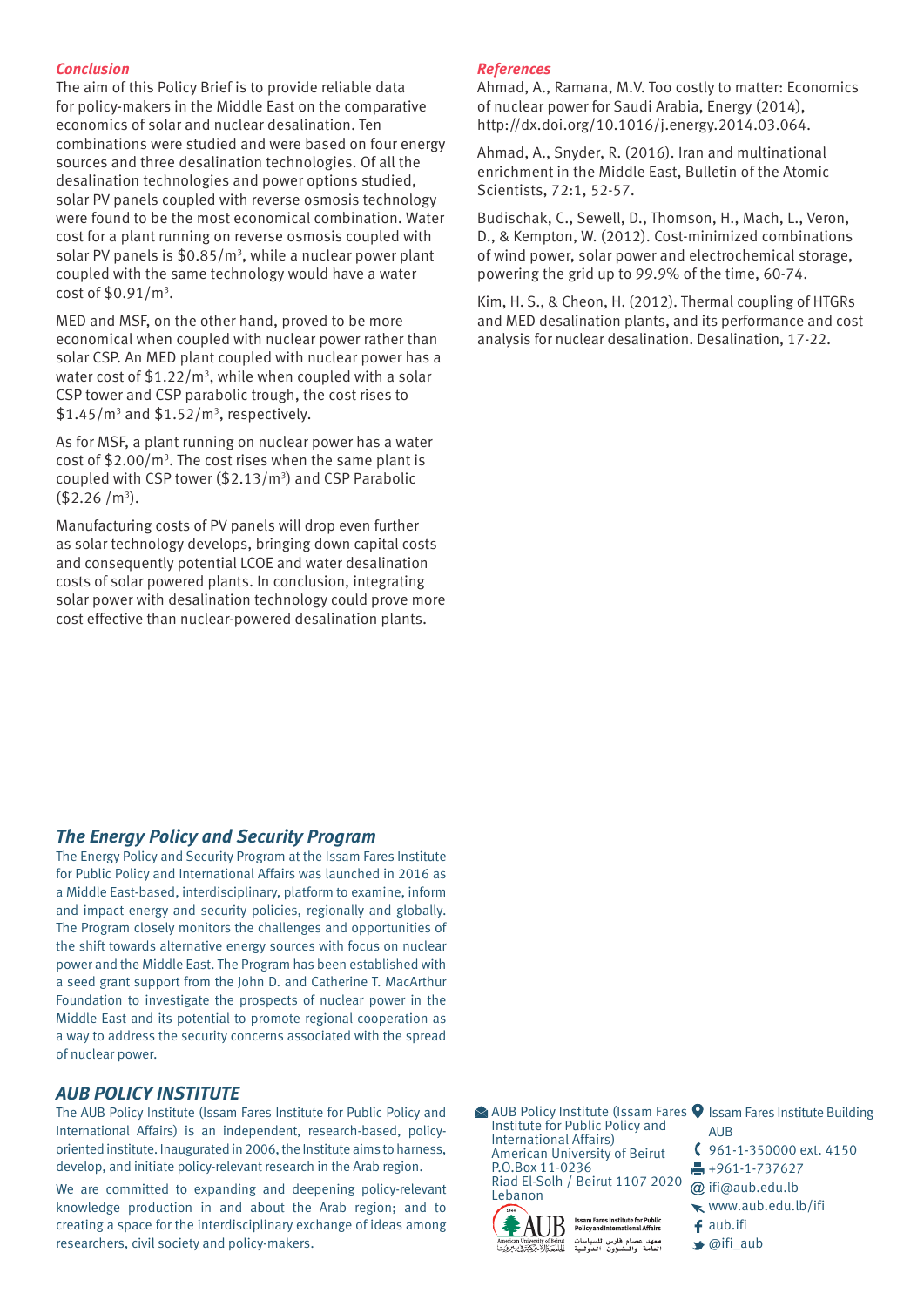### *Conclusion*

The aim of this Policy Brief is to provide reliable data for policy-makers in the Middle East on the comparative economics of solar and nuclear desalination. Ten combinations were studied and were based on four energy sources and three desalination technologies. Of all the desalination technologies and power options studied, solar PV panels coupled with reverse osmosis technology were found to be the most economical combination. Water cost for a plant running on reverse osmosis coupled with solar PV panels is $\$0.85/m^3$, while a nuclear power plant coupled with the same technology would have a water cost of $\$0.91/m^3$.

MED and MSF, on the other hand, proved to be more economical when coupled with nuclear power rather than solar CSP. An MED plant coupled with nuclear power has a water cost of $\$1.22/m^3$, while when coupled with a solar CSP tower and CSP parabolic trough, the cost rises to $\$1.45/m^3$ and $\$1.52/m^3$, respectively.

As for MSF, a plant running on nuclear power has a water cost of $\$2.00/m^3$. The cost rises when the same plant is coupled with CSP tower ($\$2.13/m^3$) and CSP Parabolic ($\$2.26/m^3$).

Manufacturing costs of PV panels will drop even further as solar technology develops, bringing down capital costs and consequently potential LCOE and water desalination costs of solar powered plants. In conclusion, integrating solar power with desalination technology could prove more cost effective than nuclear-powered desalination plants.

### *References*

Ahmad, A., Ramana, M.V. Too costly to matter: Economics of nuclear power for Saudi Arabia, Energy (2014), http://dx.doi.org/10.1016/j.energy.2014.03.064.

Ahmad, A., Snyder, R. (2016). Iran and multinational enrichment in the Middle East, Bulletin of the Atomic Scientists, 72:1, 52-57.

Budischak, C., Sewell, D., Thomson, H., Mach, L., Veron, D., & Kempton, W. (2012). Cost-minimized combinations of wind power, solar power and electrochemical storage, powering the grid up to 99.9% of the time, 60-74.

Kim, H. S., & Cheon, H. (2012). Thermal coupling of HTGRs and MED desalination plants, and its performance and cost analysis for nuclear desalination. Desalination, 17-22.

## *The Energy Policy and Security Program*

The Energy Policy and Security Program at the Issam Fares Institute for Public Policy and International Affairs was launched in 2016 as a Middle East-based, interdisciplinary, platform to examine, inform and impact energy and security policies, regionally and globally. The Program closely monitors the challenges and opportunities of the shift towards alternative energy sources with focus on nuclear power and the Middle East. The Program has been established with a seed grant support from the John D. and Catherine T. MacArthur Foundation to investigate the prospects of nuclear power in the Middle East and its potential to promote regional cooperation as a way to address the security concerns associated with the spread of nuclear power.

## *AUB POLICY INSTITUTE*

The AUB Policy Institute (Issam Fares Institute for Public Policy and International Affairs) is an independent, research-based, policy-oriented institute. Inaugurated in 2006, the Institute aims to harness, develop, and initiate policy-relevant research in the Arab region.

We are committed to expanding and deepening policy-relevant knowledge production in and about the Arab region; and to creating a space for the interdisciplinary exchange of ideas among researchers, civil society and policy-makers.

AUB Policy Institute (Issam Fares Institute for Public Policy and International Affairs)
American University of Beirut
P.O.Box 11-0236
Riad El-Solh / Beirut 1107 2020
Lebanon

Issam Fares Institute for Public Policy and International Affairs
معهد عصام فارس للسياسات العامة والشؤون الدولية

Issam Fares Institute Building AUB
961-1-350000 ext. 4150
+961-1-737627
ifi@aub.edu.lb
www.aub.edu.lb/ifi
aub.ifi
@ifi_aub